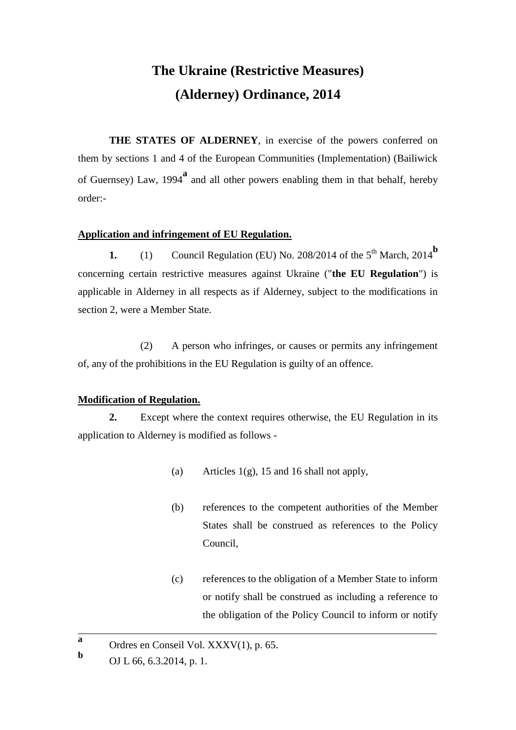# The Ukraine (Restrictive Measures) (Alderney) Ordinance, 2014

**THE STATES OF ALDERNEY**, in exercise of the powers conferred on them by sections 1 and 4 of the European Communities (Implementation) (Bailiwick of Guernsey) Law, 1994[a] and all other powers enabling them in that behalf, hereby order:-

**Application and infringement of EU Regulation.**

**1.** (1) Council Regulation (EU) No. 208/2014 of the 5th March, 2014[b] concerning certain restrictive measures against Ukraine ("**the EU Regulation**") is applicable in Alderney in all respects as if Alderney, subject to the modifications in section 2, were a Member State.

(2) A person who infringes, or causes or permits any infringement of, any of the prohibitions in the EU Regulation is guilty of an offence.

**Modification of Regulation.**

**2.** Except where the context requires otherwise, the EU Regulation in its application to Alderney is modified as follows -

(a) Articles 1(g), 15 and 16 shall not apply,

(b) references to the competent authorities of the Member States shall be construed as references to the Policy Council,

(c) references to the obligation of a Member State to inform or notify shall be construed as including a reference to the obligation of the Policy Council to inform or notify

---

[a] Ordres en Conseil Vol. XXXV(1), p. 65.

[b] OJ L 66, 6.3.2014, p. 1.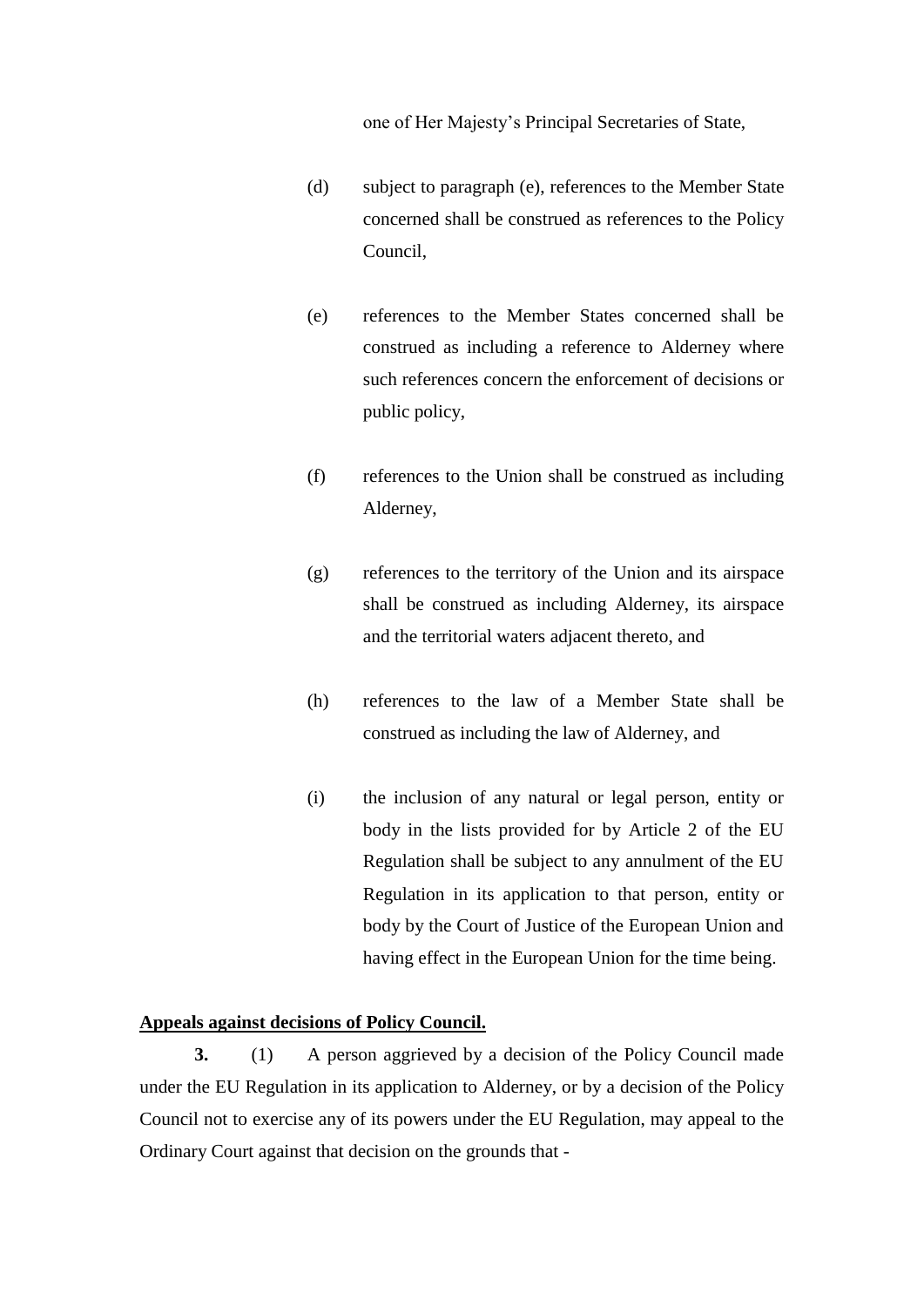one of Her Majesty's Principal Secretaries of State,

(d) subject to paragraph (e), references to the Member State concerned shall be construed as references to the Policy Council,

(e) references to the Member States concerned shall be construed as including a reference to Alderney where such references concern the enforcement of decisions or public policy,

(f) references to the Union shall be construed as including Alderney,

(g) references to the territory of the Union and its airspace shall be construed as including Alderney, its airspace and the territorial waters adjacent thereto, and

(h) references to the law of a Member State shall be construed as including the law of Alderney, and

(i) the inclusion of any natural or legal person, entity or body in the lists provided for by Article 2 of the EU Regulation shall be subject to any annulment of the EU Regulation in its application to that person, entity or body by the Court of Justice of the European Union and having effect in the European Union for the time being.

**Appeals against decisions of Policy Council.**

**3.** (1) A person aggrieved by a decision of the Policy Council made under the EU Regulation in its application to Alderney, or by a decision of the Policy Council not to exercise any of its powers under the EU Regulation, may appeal to the Ordinary Court against that decision on the grounds that -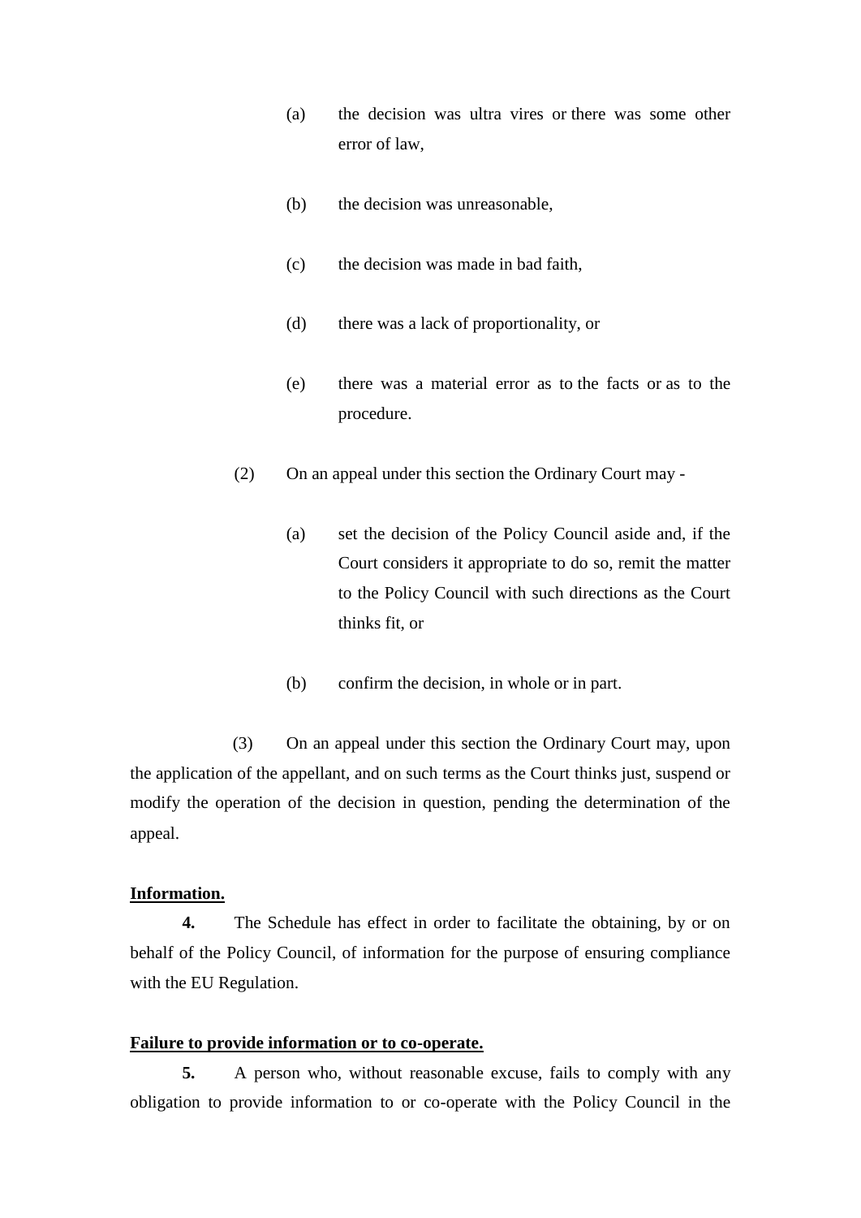(a) the decision was ultra vires or there was some other error of law,

(b) the decision was unreasonable,

(c) the decision was made in bad faith,

(d) there was a lack of proportionality, or

(e) there was a material error as to the facts or as to the procedure.

(2) On an appeal under this section the Ordinary Court may -

(a) set the decision of the Policy Council aside and, if the Court considers it appropriate to do so, remit the matter to the Policy Council with such directions as the Court thinks fit, or

(b) confirm the decision, in whole or in part.

(3) On an appeal under this section the Ordinary Court may, upon the application of the appellant, and on such terms as the Court thinks just, suspend or modify the operation of the decision in question, pending the determination of the appeal.

**Information.**

**4.** The Schedule has effect in order to facilitate the obtaining, by or on behalf of the Policy Council, of information for the purpose of ensuring compliance with the EU Regulation.

**Failure to provide information or to co-operate.**

**5.** A person who, without reasonable excuse, fails to comply with any obligation to provide information to or co-operate with the Policy Council in the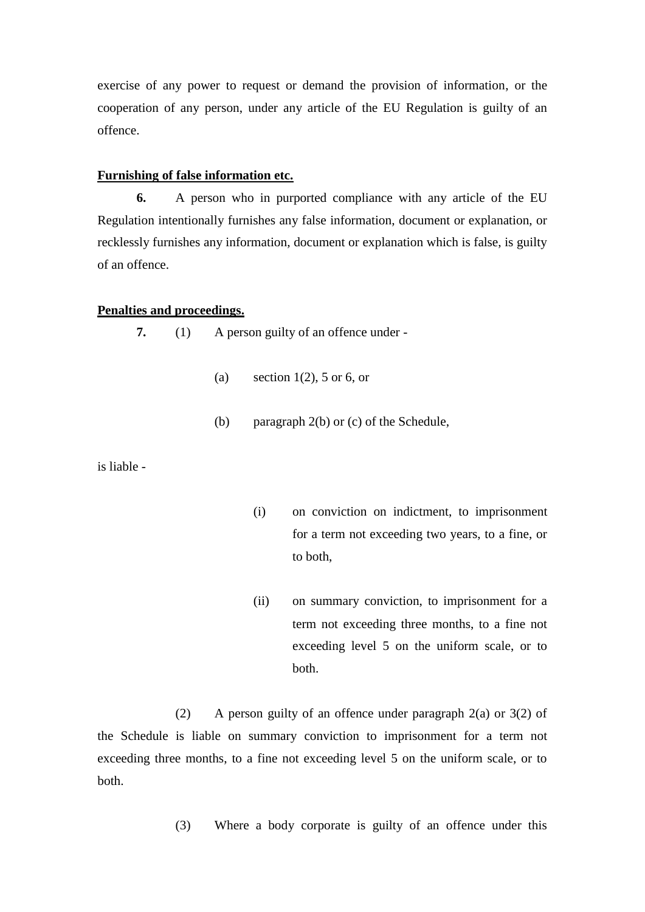exercise of any power to request or demand the provision of information, or the cooperation of any person, under any article of the EU Regulation is guilty of an offence.

**Furnishing of false information etc.**

**6.** A person who in purported compliance with any article of the EU Regulation intentionally furnishes any false information, document or explanation, or recklessly furnishes any information, document or explanation which is false, is guilty of an offence.

**Penalties and proceedings.**

**7.** (1) A person guilty of an offence under -

(a) section 1(2), 5 or 6, or

(b) paragraph 2(b) or (c) of the Schedule,

is liable -

(i) on conviction on indictment, to imprisonment for a term not exceeding two years, to a fine, or to both,

(ii) on summary conviction, to imprisonment for a term not exceeding three months, to a fine not exceeding level 5 on the uniform scale, or to both.

(2) A person guilty of an offence under paragraph 2(a) or 3(2) of the Schedule is liable on summary conviction to imprisonment for a term not exceeding three months, to a fine not exceeding level 5 on the uniform scale, or to both.

(3) Where a body corporate is guilty of an offence under this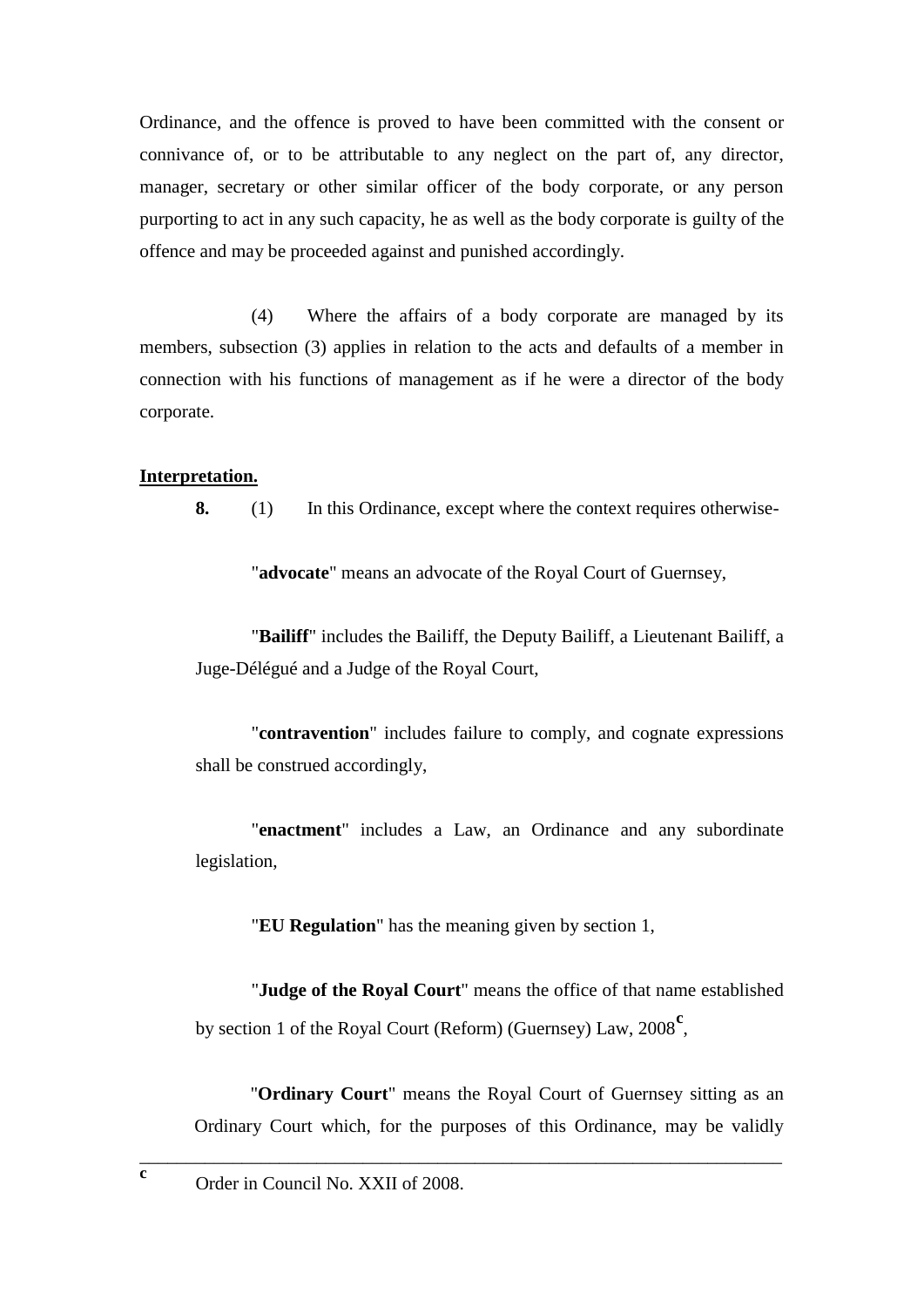Ordinance, and the offence is proved to have been committed with the consent or connivance of, or to be attributable to any neglect on the part of, any director, manager, secretary or other similar officer of the body corporate, or any person purporting to act in any such capacity, he as well as the body corporate is guilty of the offence and may be proceeded against and punished accordingly.

(4) Where the affairs of a body corporate are managed by its members, subsection (3) applies in relation to the acts and defaults of a member in connection with his functions of management as if he were a director of the body corporate.

**Interpretation.**

**8.** (1) In this Ordinance, except where the context requires otherwise-

"**advocate**" means an advocate of the Royal Court of Guernsey,

"**Bailiff**" includes the Bailiff, the Deputy Bailiff, a Lieutenant Bailiff, a Juge-Délégué and a Judge of the Royal Court,

"**contravention**" includes failure to comply, and cognate expressions shall be construed accordingly,

"**enactment**" includes a Law, an Ordinance and any subordinate legislation,

"**EU Regulation**" has the meaning given by section 1,

"**Judge of the Royal Court**" means the office of that name established by section 1 of the Royal Court (Reform) (Guernsey) Law, 2008[c],

"**Ordinary Court**" means the Royal Court of Guernsey sitting as an Ordinary Court which, for the purposes of this Ordinance, may be validly

---

[c] Order in Council No. XXII of 2008.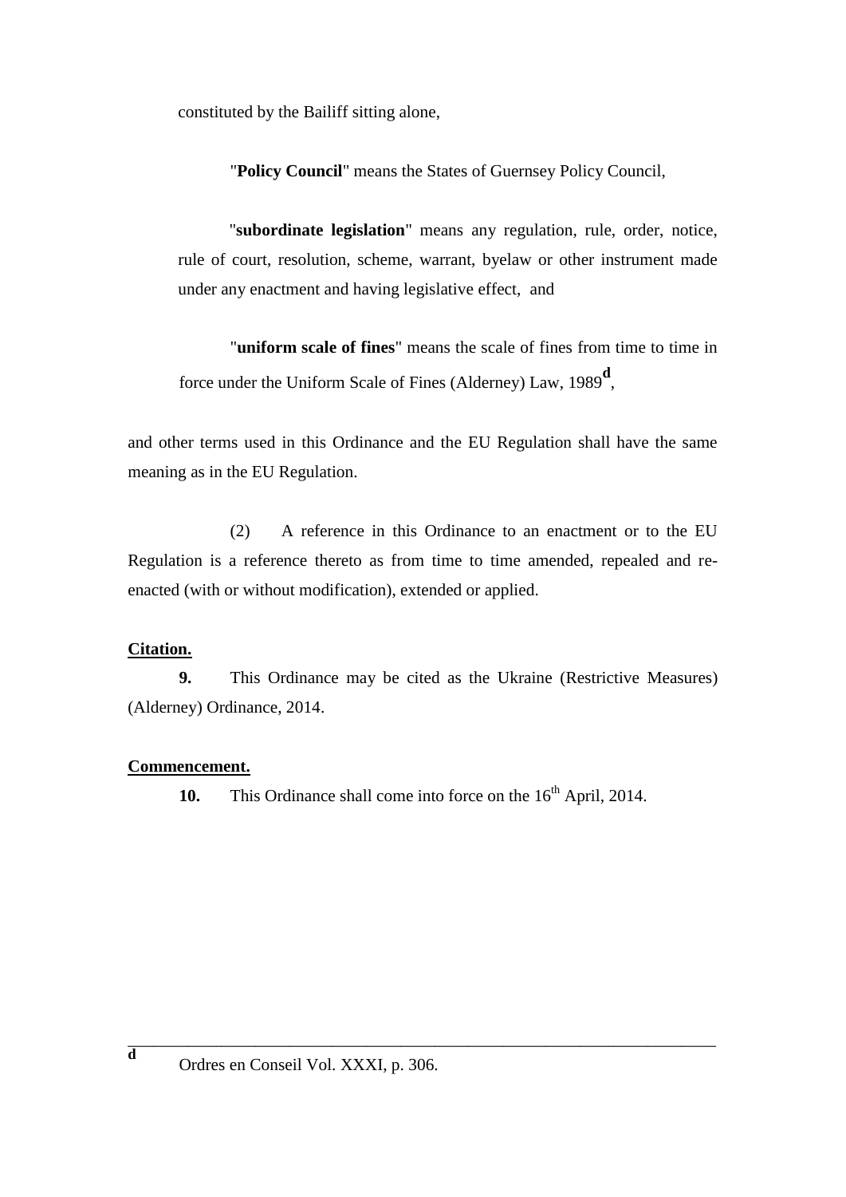constituted by the Bailiff sitting alone,

"**Policy Council**" means the States of Guernsey Policy Council,

"**subordinate legislation**" means any regulation, rule, order, notice, rule of court, resolution, scheme, warrant, byelaw or other instrument made under any enactment and having legislative effect, and

"**uniform scale of fines**" means the scale of fines from time to time in force under the Uniform Scale of Fines (Alderney) Law, 1989[d],

and other terms used in this Ordinance and the EU Regulation shall have the same meaning as in the EU Regulation.

(2) A reference in this Ordinance to an enactment or to the EU Regulation is a reference thereto as from time to time amended, repealed and re-enacted (with or without modification), extended or applied.

**Citation.**

**9.** This Ordinance may be cited as the Ukraine (Restrictive Measures) (Alderney) Ordinance, 2014.

**Commencement.**

**10.** This Ordinance shall come into force on the 16th April, 2014.

---

[d] Ordres en Conseil Vol. XXXI, p. 306.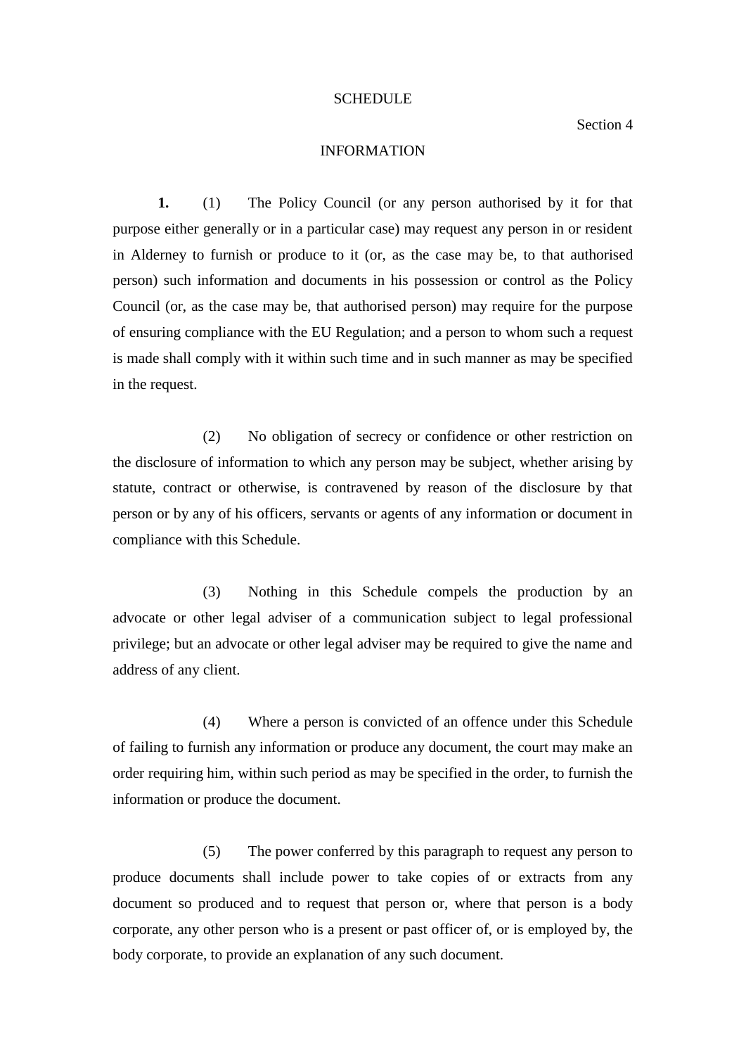# SCHEDULE

Section 4

## INFORMATION

**1.** (1) The Policy Council (or any person authorised by it for that purpose either generally or in a particular case) may request any person in or resident in Alderney to furnish or produce to it (or, as the case may be, to that authorised person) such information and documents in his possession or control as the Policy Council (or, as the case may be, that authorised person) may require for the purpose of ensuring compliance with the EU Regulation; and a person to whom such a request is made shall comply with it within such time and in such manner as may be specified in the request.

(2) No obligation of secrecy or confidence or other restriction on the disclosure of information to which any person may be subject, whether arising by statute, contract or otherwise, is contravened by reason of the disclosure by that person or by any of his officers, servants or agents of any information or document in compliance with this Schedule.

(3) Nothing in this Schedule compels the production by an advocate or other legal adviser of a communication subject to legal professional privilege; but an advocate or other legal adviser may be required to give the name and address of any client.

(4) Where a person is convicted of an offence under this Schedule of failing to furnish any information or produce any document, the court may make an order requiring him, within such period as may be specified in the order, to furnish the information or produce the document.

(5) The power conferred by this paragraph to request any person to produce documents shall include power to take copies of or extracts from any document so produced and to request that person or, where that person is a body corporate, any other person who is a present or past officer of, or is employed by, the body corporate, to provide an explanation of any such document.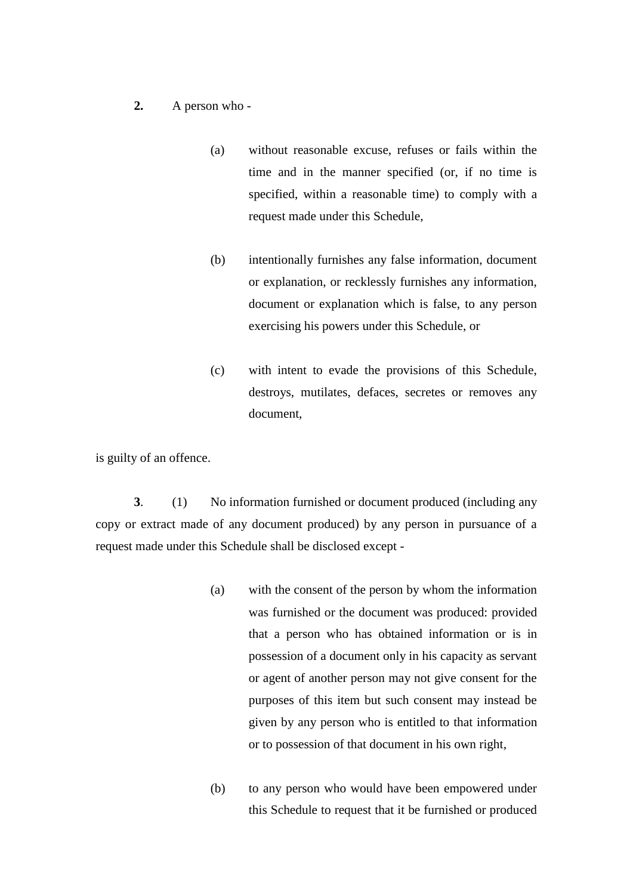**2.** A person who -

(a) without reasonable excuse, refuses or fails within the time and in the manner specified (or, if no time is specified, within a reasonable time) to comply with a request made under this Schedule,

(b) intentionally furnishes any false information, document or explanation, or recklessly furnishes any information, document or explanation which is false, to any person exercising his powers under this Schedule, or

(c) with intent to evade the provisions of this Schedule, destroys, mutilates, defaces, secretes or removes any document,

is guilty of an offence.

**3**. (1) No information furnished or document produced (including any copy or extract made of any document produced) by any person in pursuance of a request made under this Schedule shall be disclosed except -

(a) with the consent of the person by whom the information was furnished or the document was produced: provided that a person who has obtained information or is in possession of a document only in his capacity as servant or agent of another person may not give consent for the purposes of this item but such consent may instead be given by any person who is entitled to that information or to possession of that document in his own right,

(b) to any person who would have been empowered under this Schedule to request that it be furnished or produced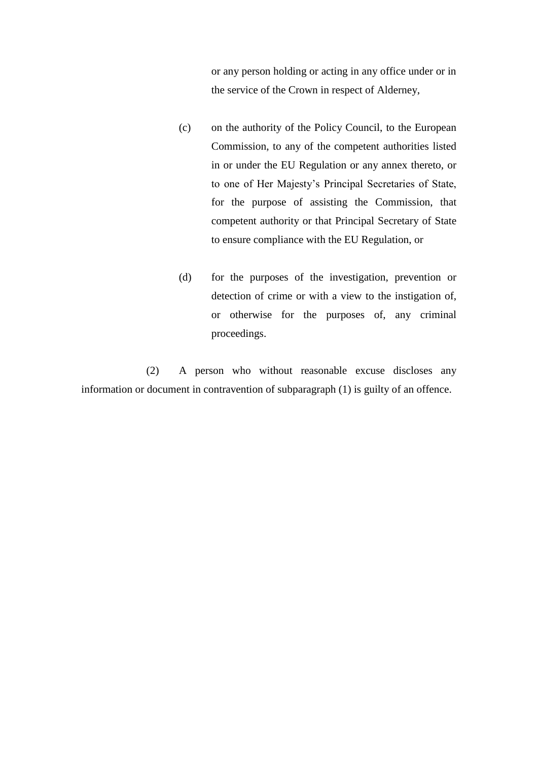or any person holding or acting in any office under or in the service of the Crown in respect of Alderney,

(c) on the authority of the Policy Council, to the European Commission, to any of the competent authorities listed in or under the EU Regulation or any annex thereto, or to one of Her Majesty's Principal Secretaries of State, for the purpose of assisting the Commission, that competent authority or that Principal Secretary of State to ensure compliance with the EU Regulation, or

(d) for the purposes of the investigation, prevention or detection of crime or with a view to the instigation of, or otherwise for the purposes of, any criminal proceedings.

(2) A person who without reasonable excuse discloses any information or document in contravention of subparagraph (1) is guilty of an offence.